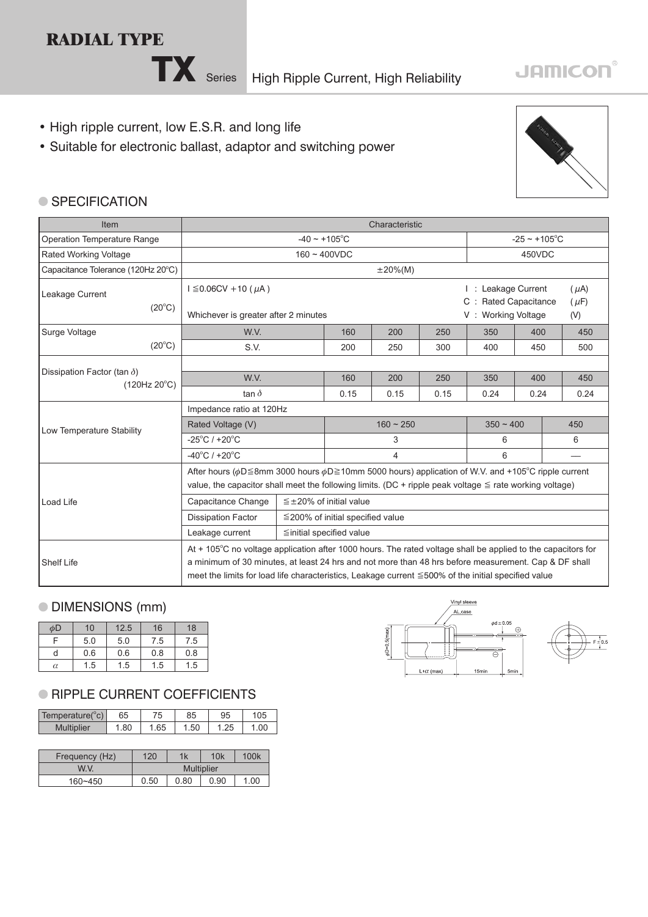# RADIAL TYPE

## TX Series High Ripple Current, High Reliability

JAMICON

- High ripple current, low E.S.R. and long life
- Suitable for electronic ballast, adaptor and switching power

### SPECIFICATION

| Item | Characteristic | | | | | | | |
|---|---|---|---|---|---|---|---|---|
| Operation Temperature Range | -40 ~ +105°C | | | | | -25 ~ +105°C | | |
| Rated Working Voltage | 160 ~ 400VDC | | | | | 450VDC | | |
| Capacitance Tolerance (120Hz 20°C) | ±20%(M) | | | | | | | |
| Leakage Current (20°C) | I ≦0.06CV +10 (μA) Whichever is greater after 2 minutes | | | | | I : Leakage Current (μA) C : Rated Capacitance (μF) V : Working Voltage (V) | | |
| Surge Voltage (20°C) | W.V. | | 160 | 200 | 250 | 350 | 400 | 450 |
| | S.V. | | 200 | 250 | 300 | 400 | 450 | 500 |
| Dissipation Factor (tan δ) (120Hz 20°C) | W.V. | | 160 | 200 | 250 | 350 | 400 | 450 |
| | tan δ | | 0.15 | 0.15 | 0.15 | 0.24 | 0.24 | 0.24 |
| Low Temperature Stability | Impedance ratio at 120Hz | | | | | | | |
| | Rated Voltage (V) | | 160 ~ 250 | | | 350 ~ 400 | | 450 |
| | -25°C / +20°C | | 3 | | | 6 | | 6 |
| | -40°C / +20°C | | 4 | | | 6 | | — |
| Load Life | After hours (φD≦8mm 3000 hours φD≧10mm 5000 hours) application of W.V. and +105°C ripple current value, the capacitor shall meet the following limits. (DC + ripple peak voltage ≦ rate working voltage) | | | | | | | |
| | Capacitance Change | ≦±20% of initial value | | | | | | |
| | Dissipation Factor | ≦200% of initial specified value | | | | | | |
| | Leakage current | ≦initial specified value | | | | | | |
| Shelf Life | At + 105°C no voltage application after 1000 hours. The rated voltage shall be applied to the capacitors for a minimum of 30 minutes, at least 24 hrs and not more than 48 hrs before measurement. Cap & DF shall meet the limits for load life characteristics, Leakage current ≦500% of the initial specified value | | | | | | | |

### DIMENSIONS (mm)

| φD | 10 | 12.5 | 16 | 18 |
|---|---|---|---|---|
| F | 5.0 | 5.0 | 7.5 | 7.5 |
| d | 0.6 | 0.6 | 0.8 | 0.8 |
| α | 1.5 | 1.5 | 1.5 | 1.5 |

Vinyl sleeve, AL.case, φd ± 0.05, φD+0.5(max), L+α (max), 15min, 5min, F ± 0.5

### RIPPLE CURRENT COEFFICIENTS

| Temperature(°c) | 65 | 75 | 85 | 95 | 105 |
|---|---|---|---|---|---|
| Multiplier | 1.80 | 1.65 | 1.50 | 1.25 | 1.00 |

| Frequency (Hz) | 120 | 1k | 10k | 100k |
|---|---|---|---|---|
| W.V. | Multiplier | | | |
| 160~450 | 0.50 | 0.80 | 0.90 | 1.00 |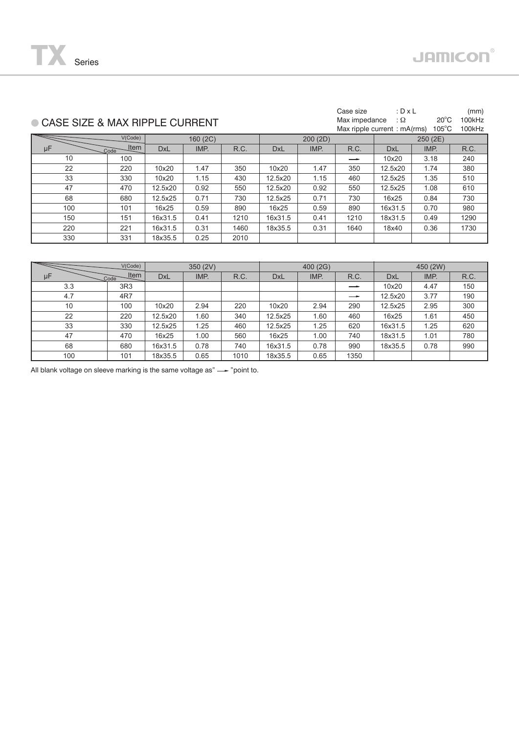# TX Series

JAMICON

## ● CASE SIZE & MAX RIPPLE CURRENT

Case size : D x L (mm)
Max impedance : Ω 20°C 100kHz
Max ripple current : mA(rms) 105°C 100kHz

| μF | Code | 160 (2C) | | | 200 (2D) | | | 250 (2E) | | |
|---|---|---|---|---|---|---|---|---|---|---|
| | | DxL | IMP. | R.C. | DxL | IMP. | R.C. | DxL | IMP. | R.C. |
| 10 | 100 | | | | | | → | 10x20 | 3.18 | 240 |
| 22 | 220 | 10x20 | 1.47 | 350 | 10x20 | 1.47 | 350 | 12.5x20 | 1.74 | 380 |
| 33 | 330 | 10x20 | 1.15 | 430 | 12.5x20 | 1.15 | 460 | 12.5x25 | 1.35 | 510 |
| 47 | 470 | 12.5x20 | 0.92 | 550 | 12.5x20 | 0.92 | 550 | 12.5x25 | 1.08 | 610 |
| 68 | 680 | 12.5x25 | 0.71 | 730 | 12.5x25 | 0.71 | 730 | 16x25 | 0.84 | 730 |
| 100 | 101 | 16x25 | 0.59 | 890 | 16x25 | 0.59 | 890 | 16x31.5 | 0.70 | 980 |
| 150 | 151 | 16x31.5 | 0.41 | 1210 | 16x31.5 | 0.41 | 1210 | 18x31.5 | 0.49 | 1290 |
| 220 | 221 | 16x31.5 | 0.31 | 1460 | 18x35.5 | 0.31 | 1640 | 18x40 | 0.36 | 1730 |
| 330 | 331 | 18x35.5 | 0.25 | 2010 | | | | | | |

| μF | Code | 350 (2V) | | | 400 (2G) | | | 450 (2W) | | |
|---|---|---|---|---|---|---|---|---|---|---|
| | | DxL | IMP. | R.C. | DxL | IMP. | R.C. | DxL | IMP. | R.C. |
| 3.3 | 3R3 | | | | | | → | 10x20 | 4.47 | 150 |
| 4.7 | 4R7 | | | | | | → | 12.5x20 | 3.77 | 190 |
| 10 | 100 | 10x20 | 2.94 | 220 | 10x20 | 2.94 | 290 | 12.5x25 | 2.95 | 300 |
| 22 | 220 | 12.5x20 | 1.60 | 340 | 12.5x25 | 1.60 | 460 | 16x25 | 1.61 | 450 |
| 33 | 330 | 12.5x25 | 1.25 | 460 | 12.5x25 | 1.25 | 620 | 16x31.5 | 1.25 | 620 |
| 47 | 470 | 16x25 | 1.00 | 560 | 16x25 | 1.00 | 740 | 18x31.5 | 1.01 | 780 |
| 68 | 680 | 16x31.5 | 0.78 | 740 | 16x31.5 | 0.78 | 990 | 18x35.5 | 0.78 | 990 |
| 100 | 101 | 18x35.5 | 0.65 | 1010 | 18x35.5 | 0.65 | 1350 | | | |

All blank voltage on sleeve marking is the same voltage as" → "point to.